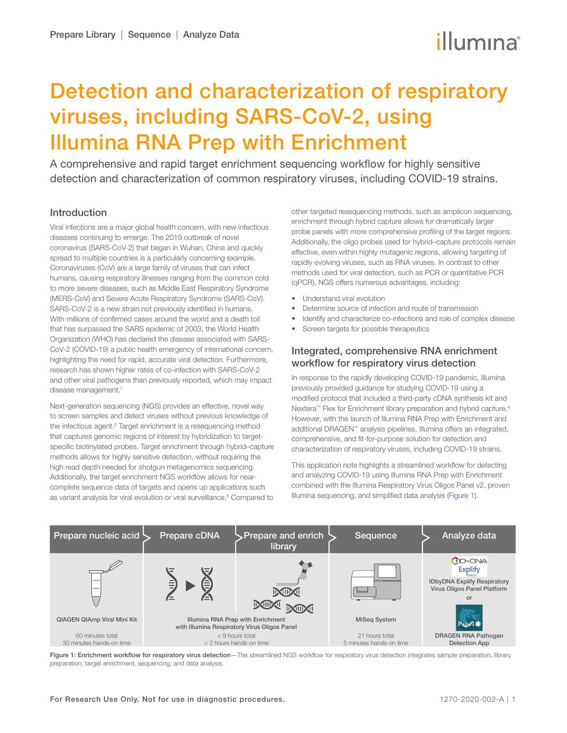# Detection and characterization of respiratory viruses, including SARS-CoV-2, using Illumina RNA Prep with Enrichment

A comprehensive and rapid target enrichment sequencing workflow for highly sensitive detection and characterization of common respiratory viruses, including COVID-19 strains.

## Introduction

Viral infections are a major global health concern, with new infectious diseases continuing to emerge. The 2019 outbreak of novel coronavirus (SARS-CoV-2) that began in Wuhan, China and quickly spread to multiple countries is a particularly concerning example. Coronaviruses (CoV) are a large family of viruses that can infect humans, causing respiratory illnesses ranging from the common cold to more severe diseases, such as Middle East Respiratory Syndrome (MERS-CoV) and Severe Acute Respiratory Syndrome (SARS-CoV). SARS-CoV-2 is a new strain not previously identified in humans. With millions of confirmed cases around the world and a death toll that has surpassed the SARS epidemic of 2003, the World Health Organization (WHO) has declared the disease associated with SARS-CoV-2 (COVID-19) a public health emergency of international concern, highlighting the need for rapid, accurate viral detection. Furthermore, research has shown higher rates of co-infection with SARS-CoV-2 and other viral pathogens than previously reported, which may impact disease management.[1]

Next-generation sequencing (NGS) provides an effective, novel way to screen samples and detect viruses without previous knowledge of the infectious agent.[2] Target enrichment is a resequencing method that captures genomic regions of interest by hybridization to target-specific biotinylated probes. Target enrichment through hybrid–capture methods allows for highly sensitive detection, without requiring the high read depth needed for shotgun metagenomics sequencing. Additionally, the target enrichment NGS workflow allows for near-complete sequence data of targets and opens up applications such as variant analysis for viral evolution or viral surveillance.[3] Compared to other targeted resequencing methods, such as amplicon sequencing, enrichment through hybrid capture allows for dramatically larger probe panels with more comprehensive profiling of the target regions. Additionally, the oligo probes used for hybrid–capture protocols remain effective, even within highly mutagenic regions, allowing targeting of rapidly evolving viruses, such as RNA viruses. In contrast to other methods used for viral detection, such as PCR or quantitative PCR (qPCR), NGS offers numerous advantages, including:

- Understand viral evolution
- Determine source of infection and route of transmission
- Identify and characterize co-infections and role of complex disease
- Screen targets for possible therapeutics

## Integrated, comprehensive RNA enrichment workflow for respiratory virus detection

In response to the rapidly developing COVID-19 pandemic, Illumina previously provided guidance for studying COVID-19 using a modified protocol that included a third-party cDNA synthesis kit and Nextera™ Flex for Enrichment library preparation and hybrid capture.[4] However, with the launch of Illumina RNA Prep with Enrichment and additional DRAGEN™ analysis pipelines, Illumina offers an integrated, comprehensive, and fit-for-purpose solution for detection and characterization of respiratory viruses, including COVID-19 strains.

This application note highlights a streamlined workflow for detecting and analyzing COVID-19 using Illumina RNA Prep with Enrichment combined with the Illumina Respiratory Virus Oligos Panel v2, proven Illumina sequencing, and simplified data analysis (Figure 1).

| Prepare nucleic acid | Prepare cDNA | Prepare and enrich library | Sequence | Analyze data |
|---|---|---|---|---|
| QIAGEN QIAmp Viral Mini Kit | Illumina RNA Prep with Enrichment with Illumina Respiratory Virus Oligos Panel | | MiSeq System | IDbyDNA Explify Respiratory Virus Oligos Panel Platform or DRAGEN RNA Pathogen Detection App |
| 60 minutes total; 30 minutes hands-on time | < 9 hours total; < 2 hours hands-on time | | 21 hours total; 5 minutes hands-on time | |

Figure 1: Enrichment workflow for respiratory virus detection—The streamlined NGS workflow for respiratory virus detection integrates sample preparation, library preparation, target enrichment, sequencing, and data analysis.

For Research Use Only. Not for use in diagnostic procedures.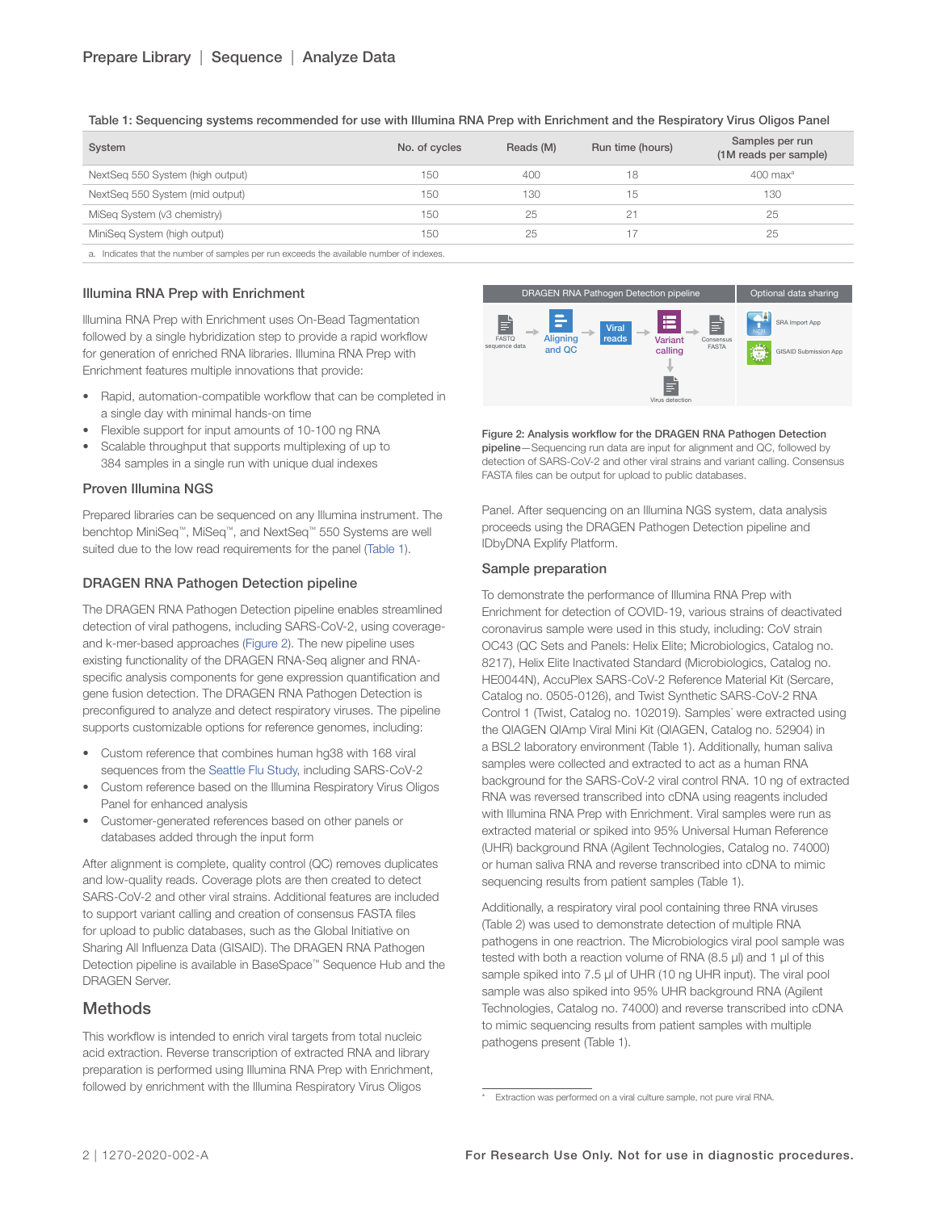Table 1: Sequencing systems recommended for use with Illumina RNA Prep with Enrichment and the Respiratory Virus Oligos Panel

| System | No. of cycles | Reads (M) | Run time (hours) | Samples per run (1M reads per sample) |
|---|---|---|---|---|
| NextSeq 550 System (high output) | 150 | 400 | 18 | 400 max[a] |
| NextSeq 550 System (mid output) | 150 | 130 | 15 | 130 |
| MiSeq System (v3 chemistry) | 150 | 25 | 21 | 25 |
| MiniSeq System (high output) | 150 | 25 | 17 | 25 |

a. Indicates that the number of samples per run exceeds the available number of indexes.

### Illumina RNA Prep with Enrichment

Illumina RNA Prep with Enrichment uses On-Bead Tagmentation followed by a single hybridization step to provide a rapid workflow for generation of enriched RNA libraries. Illumina RNA Prep with Enrichment features multiple innovations that provide:

- Rapid, automation-compatible workflow that can be completed in a single day with minimal hands-on time
- Flexible support for input amounts of 10-100 ng RNA
- Scalable throughput that supports multiplexing of up to 384 samples in a single run with unique dual indexes

### Proven Illumina NGS

Prepared libraries can be sequenced on any Illumina instrument. The benchtop MiniSeq™, MiSeq™, and NextSeq™ 550 Systems are well suited due to the low read requirements for the panel (Table 1).

### DRAGEN RNA Pathogen Detection pipeline

The DRAGEN RNA Pathogen Detection pipeline enables streamlined detection of viral pathogens, including SARS-CoV-2, using coverage- and k-mer-based approaches (Figure 2). The new pipeline uses existing functionality of the DRAGEN RNA-Seq aligner and RNA-specific analysis components for gene expression quantification and gene fusion detection. The DRAGEN RNA Pathogen Detection is preconfigured to analyze and detect respiratory viruses. The pipeline supports customizable options for reference genomes, including:

- Custom reference that combines human hg38 with 168 viral sequences from the Seattle Flu Study, including SARS-CoV-2
- Custom reference based on the Illumina Respiratory Virus Oligos Panel for enhanced analysis
- Customer-generated references based on other panels or databases added through the input form

After alignment is complete, quality control (QC) removes duplicates and low-quality reads. Coverage plots are then created to detect SARS-CoV-2 and other viral strains. Additional features are included to support variant calling and creation of consensus FASTA files for upload to public databases, such as the Global Initiative on Sharing All Influenza Data (GISAID). The DRAGEN RNA Pathogen Detection pipeline is available in BaseSpace™ Sequence Hub and the DRAGEN Server.

## Methods

This workflow is intended to enrich viral targets from total nucleic acid extraction. Reverse transcription of extracted RNA and library preparation is performed using Illumina RNA Prep with Enrichment, followed by enrichment with the Illumina Respiratory Virus Oligos Panel. After sequencing on an Illumina NGS system, data analysis proceeds using the DRAGEN Pathogen Detection pipeline and IDbyDNA Explify Platform.

DRAGEN RNA Pathogen Detection pipeline | Optional data sharing

FASTQ sequence data → Aligning and QC → Viral reads → Variant calling → Consensus FASTA; Variant calling → Virus detection | SRA Import App; GISAID Submission App

**Figure 2: Analysis workflow for the DRAGEN RNA Pathogen Detection pipeline**—Sequencing run data are input for alignment and QC, followed by detection of SARS-CoV-2 and other viral strains and variant calling. Consensus FASTA files can be output for upload to public databases.

### Sample preparation

To demonstrate the performance of Illumina RNA Prep with Enrichment for detection of COVID-19, various strains of deactivated coronavirus sample were used in this study, including: CoV strain OC43 (QC Sets and Panels: Helix Elite; Microbiologics, Catalog no. 8217), Helix Elite Inactivated Standard (Microbiologics, Catalog no. HE0044N), AccuPlex SARS-CoV-2 Reference Material Kit (Sercare, Catalog no. 0505-0126), and Twist Synthetic SARS-CoV-2 RNA Control 1 (Twist, Catalog no. 102019). Samples* were extracted using the QIAGEN QIAmp Viral Mini Kit (QIAGEN, Catalog no. 52904) in a BSL2 laboratory environment (Table 1). Additionally, human saliva samples were collected and extracted to act as a human RNA background for the SARS-CoV-2 viral control RNA. 10 ng of extracted RNA was reversed transcribed into cDNA using reagents included with Illumina RNA Prep with Enrichment. Viral samples were run as extracted material or spiked into 95% Universal Human Reference (UHR) background RNA (Agilent Technologies, Catalog no. 74000) or human saliva RNA and reverse transcribed into cDNA to mimic sequencing results from patient samples (Table 1).

Additionally, a respiratory viral pool containing three RNA viruses (Table 2) was used to demonstrate detection of multiple RNA pathogens in one reaction. The Microbiologics viral pool sample was tested with both a reaction volume of RNA (8.5 µl) and 1 µl of this sample spiked into 7.5 µl of UHR (10 ng UHR input). The viral pool sample was also spiked into 95% UHR background RNA (Agilent Technologies, Catalog no. 74000) and reverse transcribed into cDNA to mimic sequencing results from patient samples with multiple pathogens present (Table 1).

\* Extraction was performed on a viral culture sample, not pure viral RNA.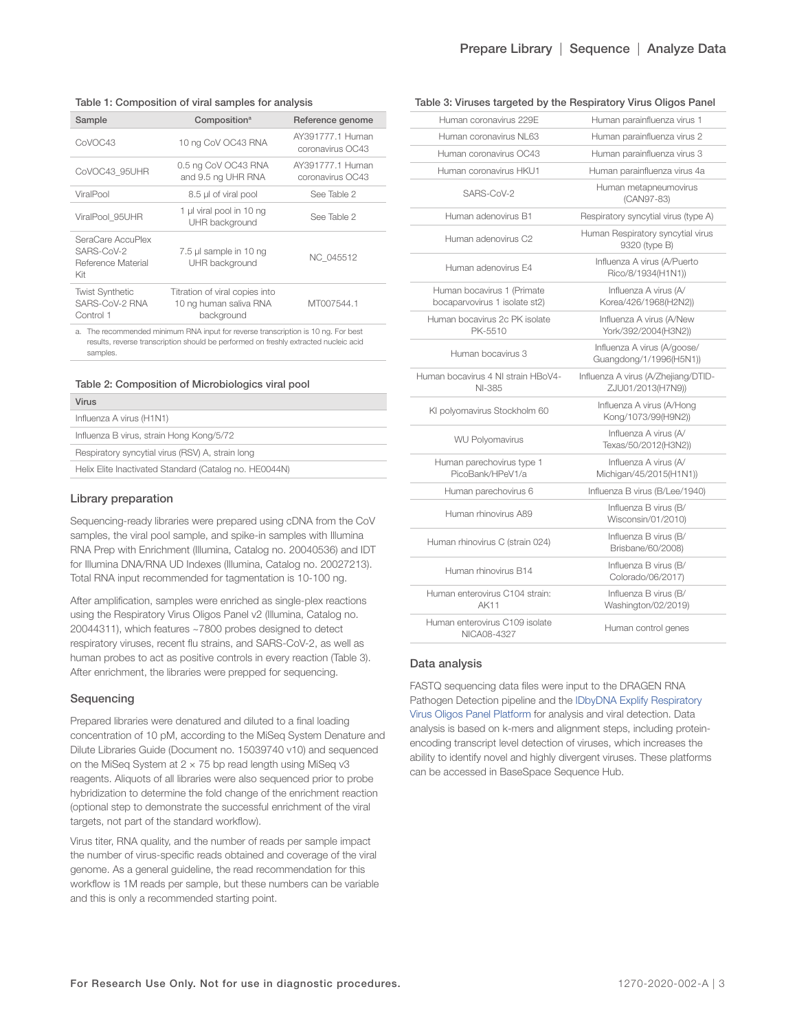Table 1: Composition of viral samples for analysis

| Sample | Composition[a] | Reference genome |
|---|---|---|
| CoVOC43 | 10 ng CoV OC43 RNA | AY391777.1 Human coronavirus OC43 |
| CoVOC43_95UHR | 0.5 ng CoV OC43 RNA and 9.5 ng UHR RNA | AY391777.1 Human coronavirus OC43 |
| ViralPool | 8.5 µl of viral pool | See Table 2 |
| ViralPool_95UHR | 1 µl viral pool in 10 ng UHR background | See Table 2 |
| SeraCare AccuPlex SARS-CoV-2 Reference Material Kit | 7.5 µl sample in 10 ng UHR background | NC_045512 |
| Twist Synthetic SARS-CoV-2 RNA Control 1 | Titration of viral copies into 10 ng human saliva RNA background | MT007544.1 |

a. The recommended minimum RNA input for reverse transcription is 10 ng. For best results, reverse transcription should be performed on freshly extracted nucleic acid samples.

Table 2: Composition of Microbiologics viral pool

| Virus |
|---|
| Influenza A virus (H1N1) |
| Influenza B virus, strain Hong Kong/5/72 |
| Respiratory syncytial virus (RSV) A, strain long |
| Helix Elite Inactivated Standard (Catalog no. HE0044N) |

## Library preparation

Sequencing-ready libraries were prepared using cDNA from the CoV samples, the viral pool sample, and spike-in samples with Illumina RNA Prep with Enrichment (Illumina, Catalog no. 20040536) and IDT for Illumina DNA/RNA UD Indexes (Illumina, Catalog no. 20027213). Total RNA input recommended for tagmentation is 10-100 ng.

After amplification, samples were enriched as single-plex reactions using the Respiratory Virus Oligos Panel v2 (Illumina, Catalog no. 20044311), which features ~7800 probes designed to detect respiratory viruses, recent flu strains, and SARS-CoV-2, as well as human probes to act as positive controls in every reaction (Table 3). After enrichment, the libraries were prepped for sequencing.

## Sequencing

Prepared libraries were denatured and diluted to a final loading concentration of 10 pM, according to the MiSeq System Denature and Dilute Libraries Guide (Document no. 15039740 v10) and sequenced on the MiSeq System at 2 × 75 bp read length using MiSeq v3 reagents. Aliquots of all libraries were also sequenced prior to probe hybridization to determine the fold change of the enrichment reaction (optional step to demonstrate the successful enrichment of the viral targets, not part of the standard workflow).

Virus titer, RNA quality, and the number of reads per sample impact the number of virus-specific reads obtained and coverage of the viral genome. As a general guideline, the read recommendation for this workflow is 1M reads per sample, but these numbers can be variable and this is only a recommended starting point.

Table 3: Viruses targeted by the Respiratory Virus Oligos Panel

| | |
|---|---|
| Human coronavirus 229E | Human parainfluenza virus 1 |
| Human coronavirus NL63 | Human parainfluenza virus 2 |
| Human coronavirus OC43 | Human parainfluenza virus 3 |
| Human coronavirus HKU1 | Human parainfluenza virus 4a |
| SARS-CoV-2 | Human metapneumovirus (CAN97-83) |
| Human adenovirus B1 | Respiratory syncytial virus (type A) |
| Human adenovirus C2 | Human Respiratory syncytial virus 9320 (type B) |
| Human adenovirus E4 | Influenza A virus (A/Puerto Rico/8/1934(H1N1)) |
| Human bocavirus 1 (Primate bocaparvovirus 1 isolate st2) | Influenza A virus (A/Korea/426/1968(H2N2)) |
| Human bocavirus 2c PK isolate PK-5510 | Influenza A virus (A/New York/392/2004(H3N2)) |
| Human bocavirus 3 | Influenza A virus (A/goose/Guangdong/1/1996(H5N1)) |
| Human bocavirus 4 NI strain HBoV4-NI-385 | Influenza A virus (A/Zhejiang/DTID-ZJU01/2013(H7N9)) |
| KI polyomavirus Stockholm 60 | Influenza A virus (A/Hong Kong/1073/99(H9N2)) |
| WU Polyomavirus | Influenza A virus (A/Texas/50/2012(H3N2)) |
| Human parechovirus type 1 PicoBank/HPeV1/a | Influenza A virus (A/Michigan/45/2015(H1N1)) |
| Human parechovirus 6 | Influenza B virus (B/Lee/1940) |
| Human rhinovirus A89 | Influenza B virus (B/Wisconsin/01/2010) |
| Human rhinovirus C (strain 024) | Influenza B virus (B/Brisbane/60/2008) |
| Human rhinovirus B14 | Influenza B virus (B/Colorado/06/2017) |
| Human enterovirus C104 strain: AK11 | Influenza B virus (B/Washington/02/2019) |
| Human enterovirus C109 isolate NICA08-4327 | Human control genes |

## Data analysis

FASTQ sequencing data files were input to the DRAGEN RNA Pathogen Detection pipeline and the IDbyDNA Explify Respiratory Virus Oligos Panel Platform for analysis and viral detection. Data analysis is based on k-mers and alignment steps, including protein-encoding transcript level detection of viruses, which increases the ability to identify novel and highly divergent viruses. These platforms can be accessed in BaseSpace Sequence Hub.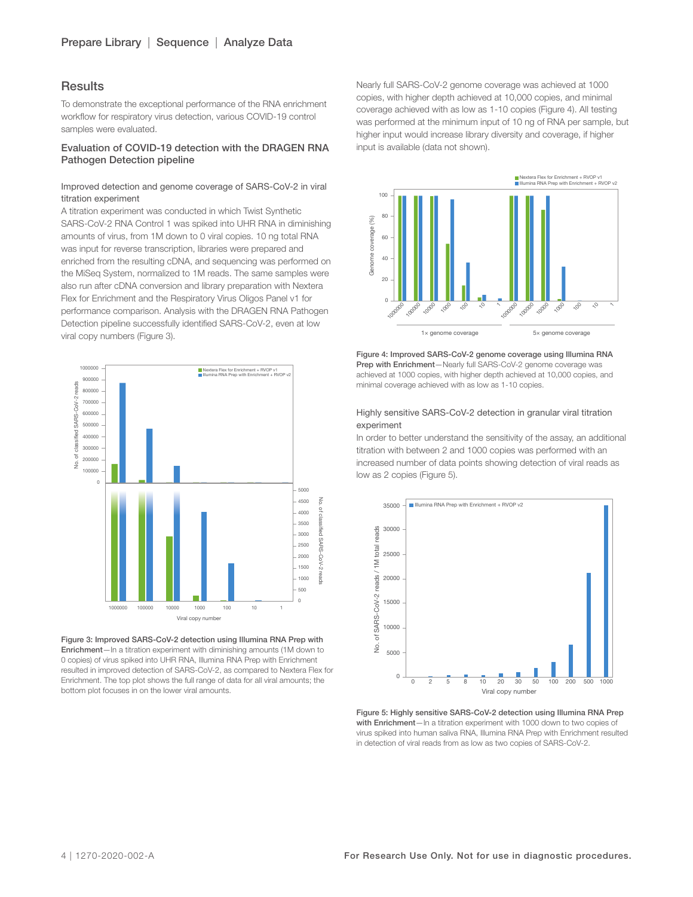## Results

To demonstrate the exceptional performance of the RNA enrichment workflow for respiratory virus detection, various COVID-19 control samples were evaluated.

### Evaluation of COVID-19 detection with the DRAGEN RNA Pathogen Detection pipeline

#### Improved detection and genome coverage of SARS-CoV-2 in viral titration experiment

A titration experiment was conducted in which Twist Synthetic SARS-CoV-2 RNA Control 1 was spiked into UHR RNA in diminishing amounts of virus, from 1M down to 0 viral copies. 10 ng total RNA was input for reverse transcription, libraries were prepared and enriched from the resulting cDNA, and sequencing was performed on the MiSeq System, normalized to 1M reads. The same samples were also run after cDNA conversion and library preparation with Nextera Flex for Enrichment and the Respiratory Virus Oligos Panel v1 for performance comparison. Analysis with the DRAGEN RNA Pathogen Detection pipeline successfully identified SARS-CoV-2, even at low viral copy numbers (Figure 3).

**Figure 3: Improved SARS-CoV-2 detection using Illumina RNA Prep with Enrichment**—In a titration experiment with diminishing amounts (1M down to 0 copies) of virus spiked into UHR RNA, Illumina RNA Prep with Enrichment resulted in improved detection of SARS-CoV-2, as compared to Nextera Flex for Enrichment. The top plot shows the full range of data for all viral amounts; the bottom plot focuses in on the lower viral amounts.

Nearly full SARS-CoV-2 genome coverage was achieved at 1000 copies, with higher depth achieved at 10,000 copies, and minimal coverage achieved with as low as 1-10 copies (Figure 4). All testing was performed at the minimum input of 10 ng of RNA per sample, but higher input would increase library diversity and coverage, if higher input is available (data not shown).

**Figure 4: Improved SARS-CoV-2 genome coverage using Illumina RNA Prep with Enrichment**—Nearly full SARS-CoV-2 genome coverage was achieved at 1000 copies, with higher depth achieved at 10,000 copies, and minimal coverage achieved with as low as 1-10 copies.

#### Highly sensitive SARS-CoV-2 detection in granular viral titration experiment

In order to better understand the sensitivity of the assay, an additional titration with between 2 and 1000 copies was performed with an increased number of data points showing detection of viral reads as low as 2 copies (Figure 5).

**Figure 5: Highly sensitive SARS-CoV-2 detection using Illumina RNA Prep with Enrichment**—In a titration experiment with 1000 down to two copies of virus spiked into human saliva RNA, Illumina RNA Prep with Enrichment resulted in detection of viral reads from as low as two copies of SARS-CoV-2.

For Research Use Only. Not for use in diagnostic procedures.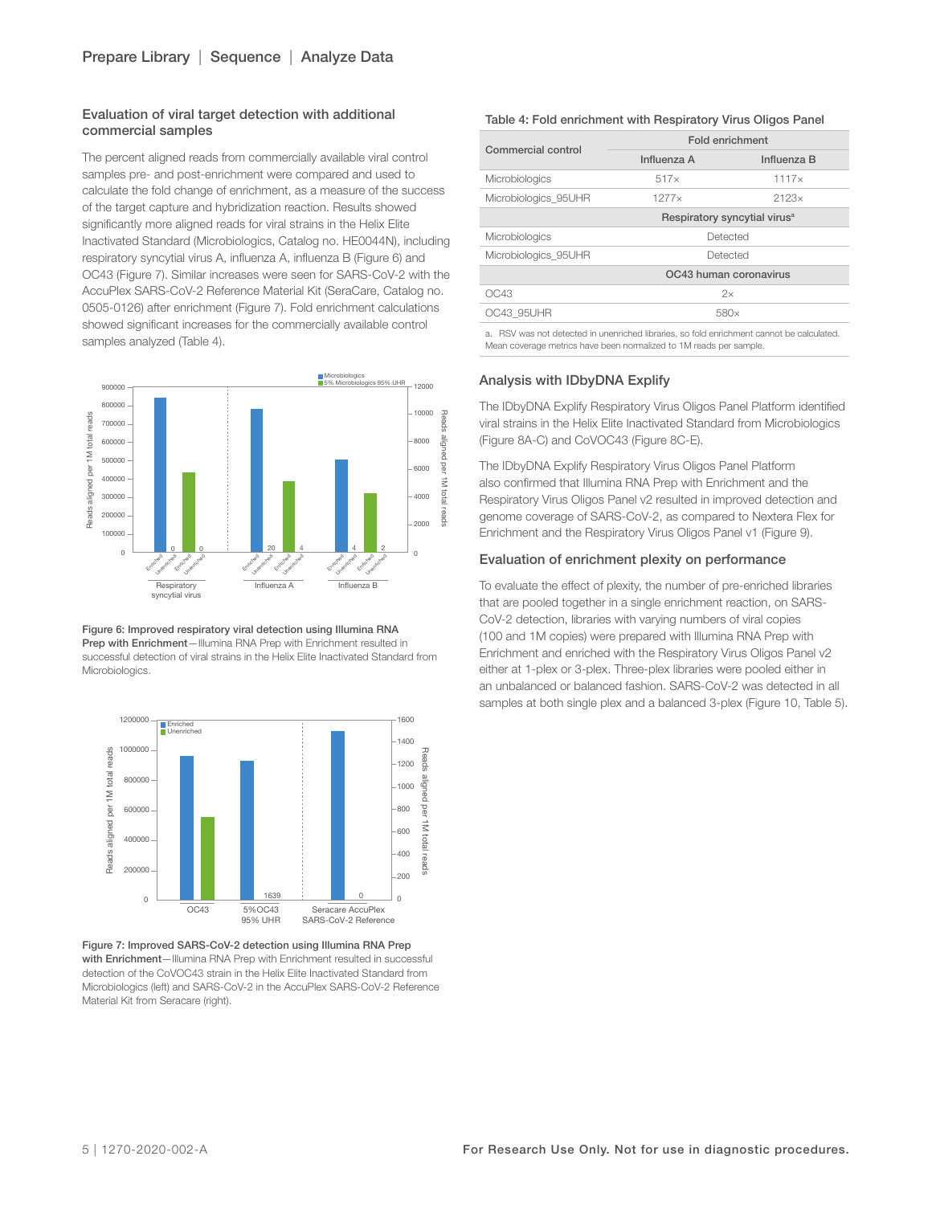## Evaluation of viral target detection with additional commercial samples

The percent aligned reads from commercially available viral control samples pre- and post-enrichment were compared and used to calculate the fold change of enrichment, as a measure of the success of the target capture and hybridization reaction. Results showed significantly more aligned reads for viral strains in the Helix Elite Inactivated Standard (Microbiologics, Catalog no. HE0044N), including respiratory syncytial virus A, influenza A, influenza B (Figure 6) and OC43 (Figure 7). Similar increases were seen for SARS-CoV-2 with the AccuPlex SARS-CoV-2 Reference Material Kit (SeraCare, Catalog no. 0505-0126) after enrichment (Figure 7). Fold enrichment calculations showed significant increases for the commercially available control samples analyzed (Table 4).

Figure 6: Improved respiratory viral detection using Illumina RNA Prep with Enrichment—Illumina RNA Prep with Enrichment resulted in successful detection of viral strains in the Helix Elite Inactivated Standard from Microbiologics.

Figure 7: Improved SARS-CoV-2 detection using Illumina RNA Prep with Enrichment—Illumina RNA Prep with Enrichment resulted in successful detection of the CoVOC43 strain in the Helix Elite Inactivated Standard from Microbiologics (left) and SARS-CoV-2 in the AccuPlex SARS-CoV-2 Reference Material Kit from Seracare (right).

Table 4: Fold enrichment with Respiratory Virus Oligos Panel

| Commercial control | Fold enrichment | |
|---|---|---|
| | Influenza A | Influenza B |
| Microbiologics | 517× | 1117× |
| Microbiologics_95UHR | 1277× | 2123× |
| | Respiratory syncytial virus[a] | |
| Microbiologics | Detected | |
| Microbiologics_95UHR | Detected | |
| | OC43 human coronavirus | |
| OC43 | 2× | |
| OC43_95UHR | 580× | |

a. RSV was not detected in unenriched libraries, so fold enrichment cannot be calculated. Mean coverage metrics have been normalized to 1M reads per sample.

## Analysis with IDbyDNA Explify

The IDbyDNA Explify Respiratory Virus Oligos Panel Platform identified viral strains in the Helix Elite Inactivated Standard from Microbiologics (Figure 8A-C) and CoVOC43 (Figure 8C-E).

The IDbyDNA Explify Respiratory Virus Oligos Panel Platform also confirmed that Illumina RNA Prep with Enrichment and the Respiratory Virus Oligos Panel v2 resulted in improved detection and genome coverage of SARS-CoV-2, as compared to Nextera Flex for Enrichment and the Respiratory Virus Oligos Panel v1 (Figure 9).

## Evaluation of enrichment plexity on performance

To evaluate the effect of plexity, the number of pre-enriched libraries that are pooled together in a single enrichment reaction, on SARS-CoV-2 detection, libraries with varying numbers of viral copies (100 and 1M copies) were prepared with Illumina RNA Prep with Enrichment and enriched with the Respiratory Virus Oligos Panel v2 either at 1-plex or 3-plex. Three-plex libraries were pooled either in an unbalanced or balanced fashion. SARS-CoV-2 was detected in all samples at both single plex and a balanced 3-plex (Figure 10, Table 5).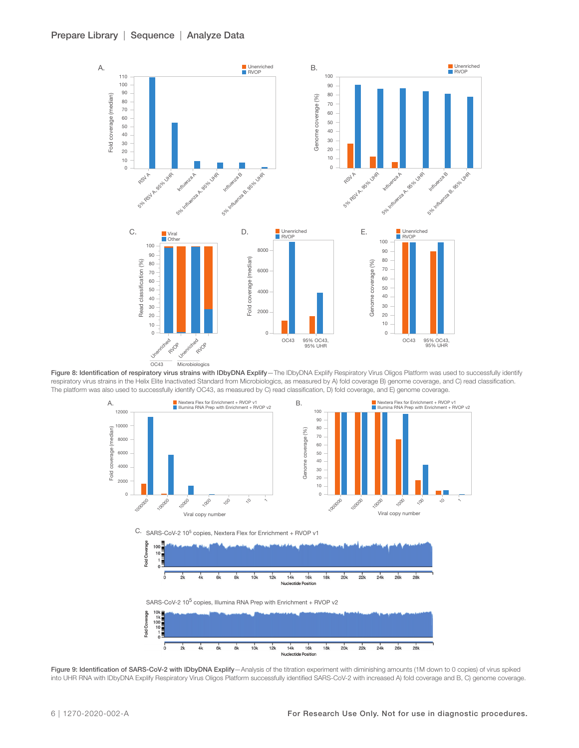**Figure 8: Identification of respiratory virus strains with IDbyDNA Explify**—The IDbyDNA Explify Respiratory Virus Oligos Platform was used to successfully identify respiratory virus strains in the Helix Elite Inactivated Standard from Microbiologics, as measured by A) fold coverage B) genome coverage, and C) read classification. The platform was also used to successfully identify OC43, as measured by C) read classification, D) fold coverage, and E) genome coverage.

**Figure 9: Identification of SARS-CoV-2 with IDbyDNA Explify**—Analysis of the titration experiment with diminishing amounts (1M down to 0 copies) of virus spiked into UHR RNA with IDbyDNA Explify Respiratory Virus Oligos Platform successfully identified SARS-CoV-2 with increased A) fold coverage and B, C) genome coverage.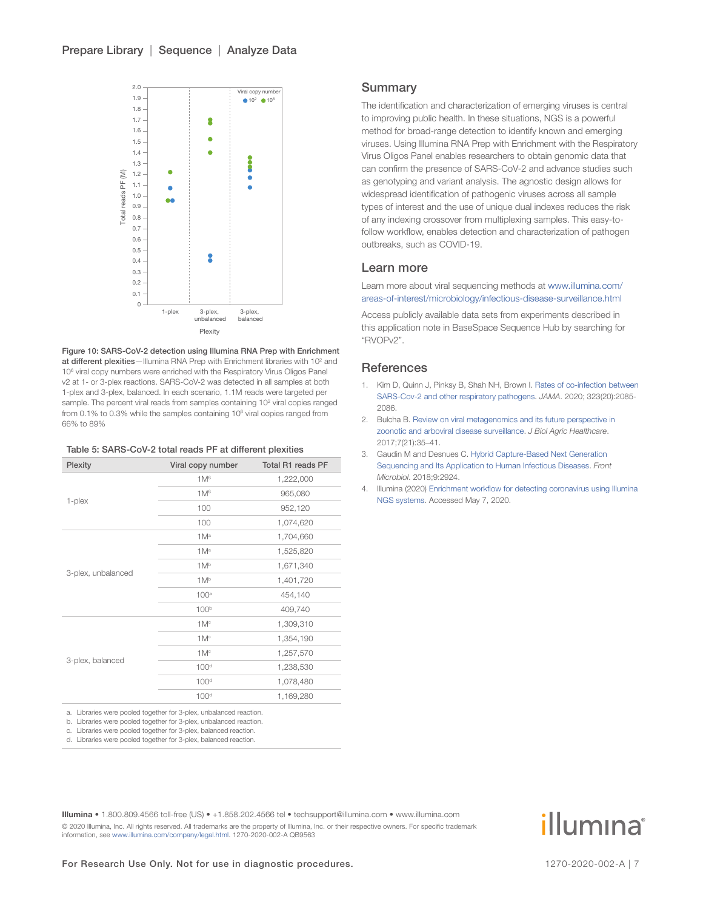Prepare Library | Sequence | Analyze Data

2.0
1.9
1.8
1.7
1.6
1.5
1.4
1.3
1.2
1.1
1.0
0.9
0.8
0.7
0.6
0.5
0.4
0.3
0.2
0.1
0

Total reads PF (M)

Viral copy number
$10^2$ $10^6$

1-plex
3-plex, unbalanced
3-plex, balanced

Plexity

**Figure 10: SARS-CoV-2 detection using Illumina RNA Prep with Enrichment at different plexities**—Illumina RNA Prep with Enrichment libraries with $10^2$ and $10^6$ viral copy numbers were enriched with the Respiratory Virus Oligos Panel v2 at 1- or 3-plex reactions. SARS-CoV-2 was detected in all samples at both 1-plex and 3-plex, balanced. In each scenario, 1.1M reads were targeted per sample. The percent viral reads from samples containing $10^2$ viral copies ranged from 0.1% to 0.3% while the samples containing $10^6$ viral copies ranged from 66% to 89%

Table 5: SARS-CoV-2 total reads PF at different plexities

| Plexity | Viral copy number | Total R1 reads PF |
|---|---|---|
| 1-plex | $1M^6$ | 1,222,000 |
| | $1M^6$ | 965,080 |
| | 100 | 952,120 |
| | 100 | 1,074,620 |
| 3-plex, unbalanced | 1M[a] | 1,704,660 |
| | 1M[a] | 1,525,820 |
| | 1M[b] | 1,671,340 |
| | 1M[b] | 1,401,720 |
| | 100[a] | 454,140 |
| | 100[b] | 409,740 |
| 3-plex, balanced | 1M[c] | 1,309,310 |
| | 1M[c] | 1,354,190 |
| | 1M[c] | 1,257,570 |
| | 100[d] | 1,238,530 |
| | 100[d] | 1,078,480 |
| | 100[d] | 1,169,280 |

a. Libraries were pooled together for 3-plex, unbalanced reaction.
b. Libraries were pooled together for 3-plex, unbalanced reaction.
c. Libraries were pooled together for 3-plex, balanced reaction.
d. Libraries were pooled together for 3-plex, balanced reaction.

## Summary

The identification and characterization of emerging viruses is central to improving public health. In these situations, NGS is a powerful method for broad-range detection to identify known and emerging viruses. Using Illumina RNA Prep with Enrichment with the Respiratory Virus Oligos Panel enables researchers to obtain genomic data that can confirm the presence of SARS-CoV-2 and advance studies such as genotyping and variant analysis. The agnostic design allows for widespread identification of pathogenic viruses across all sample types of interest and the use of unique dual indexes reduces the risk of any indexing crossover from multiplexing samples. This easy-to-follow workflow, enables detection and characterization of pathogen outbreaks, such as COVID-19.

## Learn more

Learn more about viral sequencing methods at www.illumina.com/areas-of-interest/microbiology/infectious-disease-surveillance.html

Access publicly available data sets from experiments described in this application note in BaseSpace Sequence Hub by searching for "RVOPv2".

## References

1. Kim D, Quinn J, Pinksy B, Shah NH, Brown I. Rates of co-infection between SARS-Cov-2 and other respiratory pathogens. *JAMA*. 2020; 323(20):2085-2086.
2. Bulcha B. Review on viral metagenomics and its future perspective in zoonotic and arboviral disease surveillance. *J Biol Agric Healthcare*. 2017;7(21):35–41.
3. Gaudin M and Desnues C. Hybrid Capture-Based Next Generation Sequencing and Its Application to Human Infectious Diseases. *Front Microbiol*. 2018;9:2924.
4. Illumina (2020) Enrichment workflow for detecting coronavirus using Illumina NGS systems. Accessed May 7, 2020.

**Illumina** • 1.800.809.4566 toll-free (US) • +1.858.202.4566 tel • techsupport@illumina.com • www.illumina.com

© 2020 Illumina, Inc. All rights reserved. All trademarks are the property of Illumina, Inc. or their respective owners. For specific trademark information, see www.illumina.com/company/legal.html. 1270-2020-002-A QB9563

For Research Use Only. Not for use in diagnostic procedures.